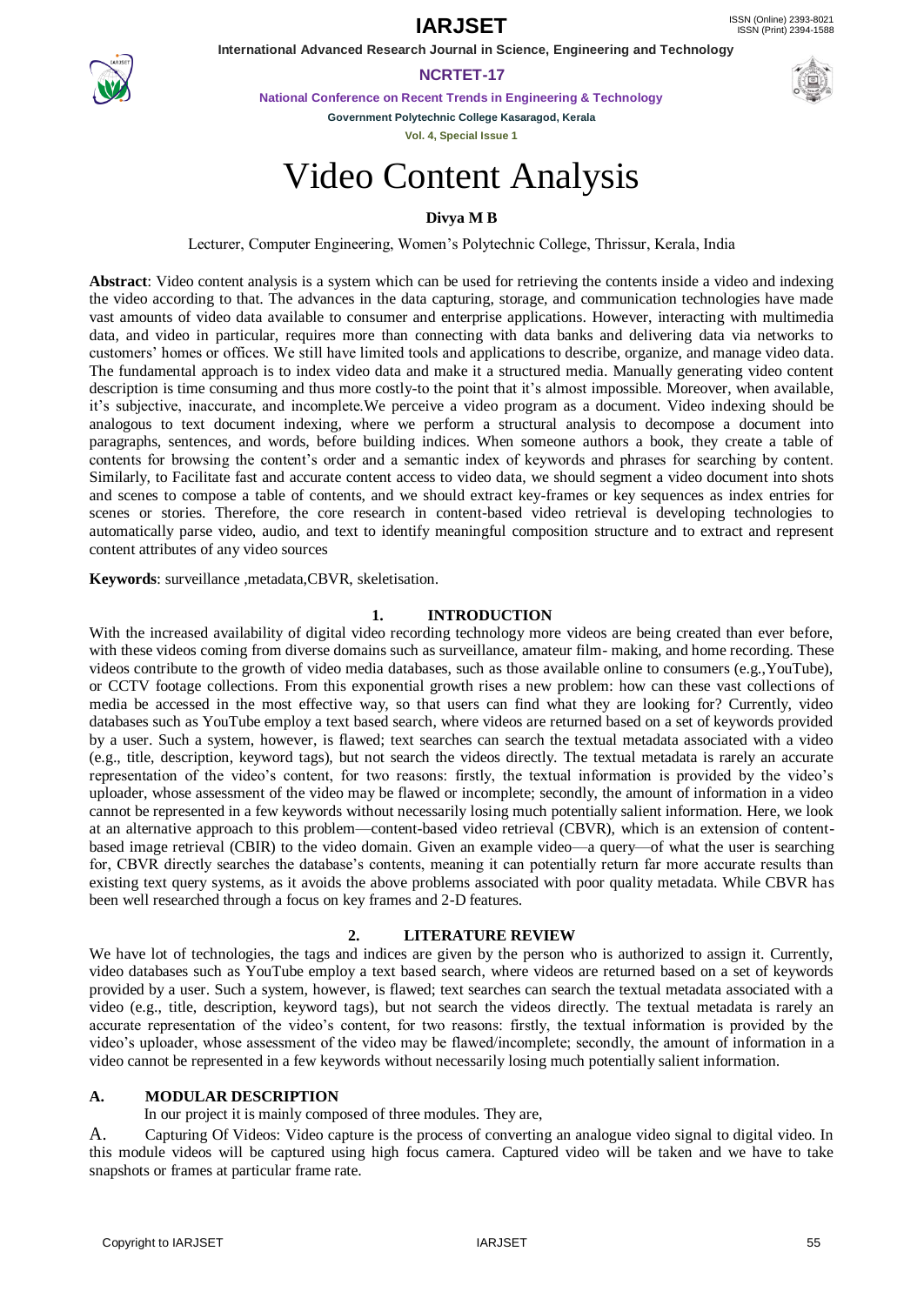# Video Content Analysis

**Divya M B**

Lecturer, Computer Engineering, Women's Polytechnic College, Thrissur, Kerala, India

**Abstract**: Video content analysis is a system which can be used for retrieving the contents inside a video and indexing the video according to that. The advances in the data capturing, storage, and communication technologies have made vast amounts of video data available to consumer and enterprise applications. However, interacting with multimedia data, and video in particular, requires more than connecting with data banks and delivering data via networks to customers' homes or offices. We still have limited tools and applications to describe, organize, and manage video data. The fundamental approach is to index video data and make it a structured media. Manually generating video content description is time consuming and thus more costly-to the point that it's almost impossible. Moreover, when available, it's subjective, inaccurate, and incomplete.We perceive a video program as a document. Video indexing should be analogous to text document indexing, where we perform a structural analysis to decompose a document into paragraphs, sentences, and words, before building indices. When someone authors a book, they create a table of contents for browsing the content's order and a semantic index of keywords and phrases for searching by content. Similarly, to Facilitate fast and accurate content access to video data, we should segment a video document into shots and scenes to compose a table of contents, and we should extract key-frames or key sequences as index entries for scenes or stories. Therefore, the core research in content-based video retrieval is developing technologies to automatically parse video, audio, and text to identify meaningful composition structure and to extract and represent content attributes of any video sources

**Keywords**: surveillance ,metadata,CBVR, skeletisation.

## 1. INTRODUCTION

With the increased availability of digital video recording technology more videos are being created than ever before, with these videos coming from diverse domains such as surveillance, amateur film- making, and home recording. These videos contribute to the growth of video media databases, such as those available online to consumers (e.g.,YouTube), or CCTV footage collections. From this exponential growth rises a new problem: how can these vast collections of media be accessed in the most effective way, so that users can find what they are looking for? Currently, video databases such as YouTube employ a text based search, where videos are returned based on a set of keywords provided by a user. Such a system, however, is flawed; text searches can search the textual metadata associated with a video (e.g., title, description, keyword tags), but not search the videos directly. The textual metadata is rarely an accurate representation of the video's content, for two reasons: firstly, the textual information is provided by the video's uploader, whose assessment of the video may be flawed or incomplete; secondly, the amount of information in a video cannot be represented in a few keywords without necessarily losing much potentially salient information. Here, we look at an alternative approach to this problem—content-based video retrieval (CBVR), which is an extension of content-based image retrieval (CBIR) to the video domain. Given an example video—a query—of what the user is searching for, CBVR directly searches the database's contents, meaning it can potentially return far more accurate results than existing text query systems, as it avoids the above problems associated with poor quality metadata. While CBVR has been well researched through a focus on key frames and 2-D features.

## 2. LITERATURE REVIEW

We have lot of technologies, the tags and indices are given by the person who is authorized to assign it. Currently, video databases such as YouTube employ a text based search, where videos are returned based on a set of keywords provided by a user. Such a system, however, is flawed; text searches can search the textual metadata associated with a video (e.g., title, description, keyword tags), but not search the videos directly. The textual metadata is rarely an accurate representation of the video's content, for two reasons: firstly, the textual information is provided by the video's uploader, whose assessment of the video may be flawed/incomplete; secondly, the amount of information in a video cannot be represented in a few keywords without necessarily losing much potentially salient information.

### A. MODULAR DESCRIPTION

In our project it is mainly composed of three modules. They are,

A. Capturing Of Videos: Video capture is the process of converting an analogue video signal to digital video. In this module videos will be captured using high focus camera. Captured video will be taken and we have to take snapshots or frames at particular frame rate.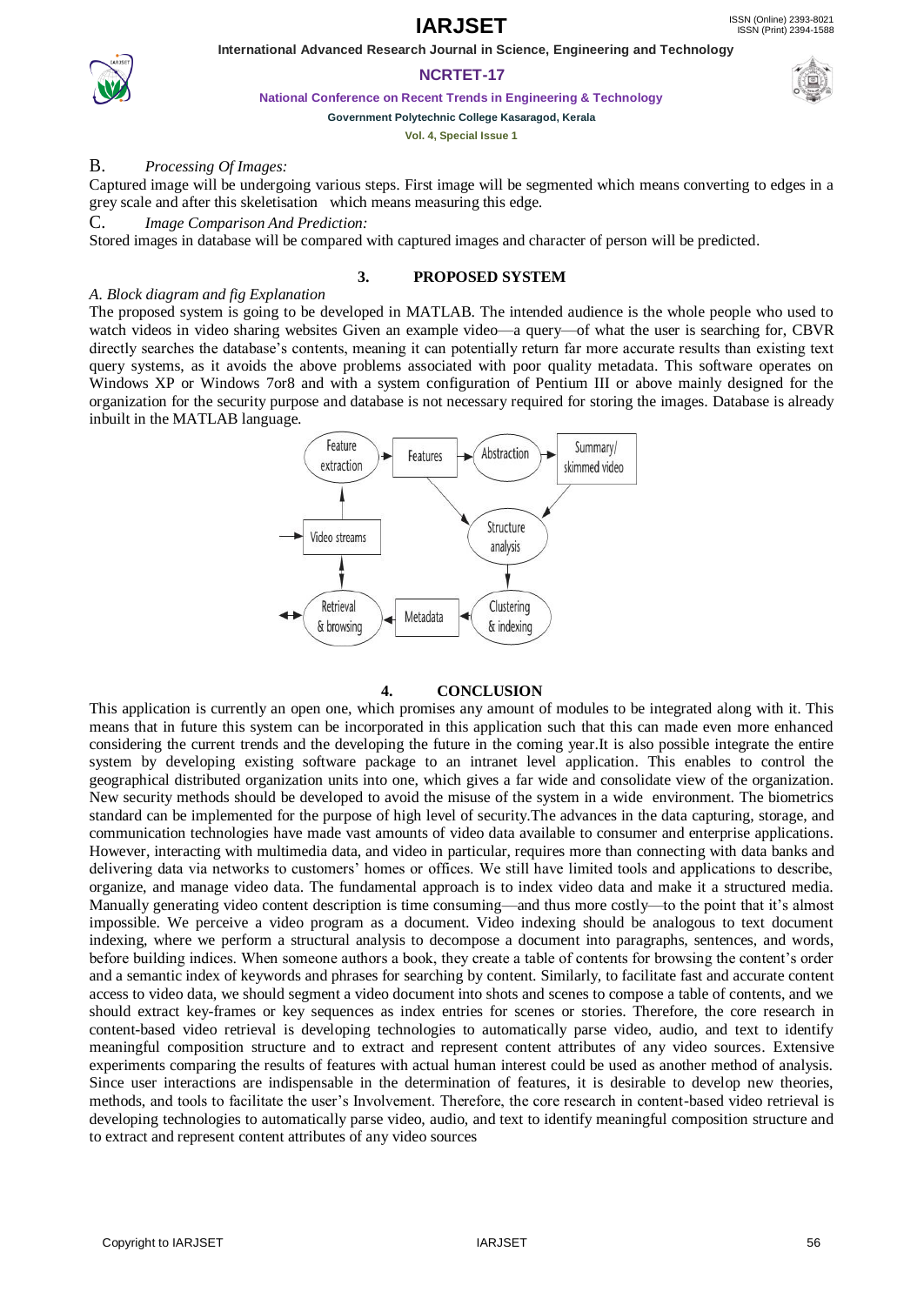B. *Processing Of Images:*

Captured image will be undergoing various steps. First image will be segmented which means converting to edges in a grey scale and after this skeletisation which means measuring this edge.

C. *Image Comparison And Prediction:*

Stored images in database will be compared with captured images and character of person will be predicted.

## 3. PROPOSED SYSTEM

*A. Block diagram and fig Explanation*

The proposed system is going to be developed in MATLAB. The intended audience is the whole people who used to watch videos in video sharing websites Given an example video—a query—of what the user is searching for, CBVR directly searches the database's contents, meaning it can potentially return far more accurate results than existing text query systems, as it avoids the above problems associated with poor quality metadata. This software operates on Windows XP or Windows 7or8 and with a system configuration of Pentium III or above mainly designed for the organization for the security purpose and database is not necessary required for storing the images. Database is already inbuilt in the MATLAB language.

## 4. CONCLUSION

This application is currently an open one, which promises any amount of modules to be integrated along with it. This means that in future this system can be incorporated in this application such that this can made even more enhanced considering the current trends and the developing the future in the coming year.It is also possible integrate the entire system by developing existing software package to an intranet level application. This enables to control the geographical distributed organization units into one, which gives a far wide and consolidate view of the organization. New security methods should be developed to avoid the misuse of the system in a wide environment. The biometrics standard can be implemented for the purpose of high level of security.The advances in the data capturing, storage, and communication technologies have made vast amounts of video data available to consumer and enterprise applications. However, interacting with multimedia data, and video in particular, requires more than connecting with data banks and delivering data via networks to customers' homes or offices. We still have limited tools and applications to describe, organize, and manage video data. The fundamental approach is to index video data and make it a structured media. Manually generating video content description is time consuming—and thus more costly—to the point that it's almost impossible. We perceive a video program as a document. Video indexing should be analogous to text document indexing, where we perform a structural analysis to decompose a document into paragraphs, sentences, and words, before building indices. When someone authors a book, they create a table of contents for browsing the content's order and a semantic index of keywords and phrases for searching by content. Similarly, to facilitate fast and accurate content access to video data, we should segment a video document into shots and scenes to compose a table of contents, and we should extract key-frames or key sequences as index entries for scenes or stories. Therefore, the core research in content-based video retrieval is developing technologies to automatically parse video, audio, and text to identify meaningful composition structure and to extract and represent content attributes of any video sources. Extensive experiments comparing the results of features with actual human interest could be used as another method of analysis. Since user interactions are indispensable in the determination of features, it is desirable to develop new theories, methods, and tools to facilitate the user's Involvement. Therefore, the core research in content-based video retrieval is developing technologies to automatically parse video, audio, and text to identify meaningful composition structure and to extract and represent content attributes of any video sources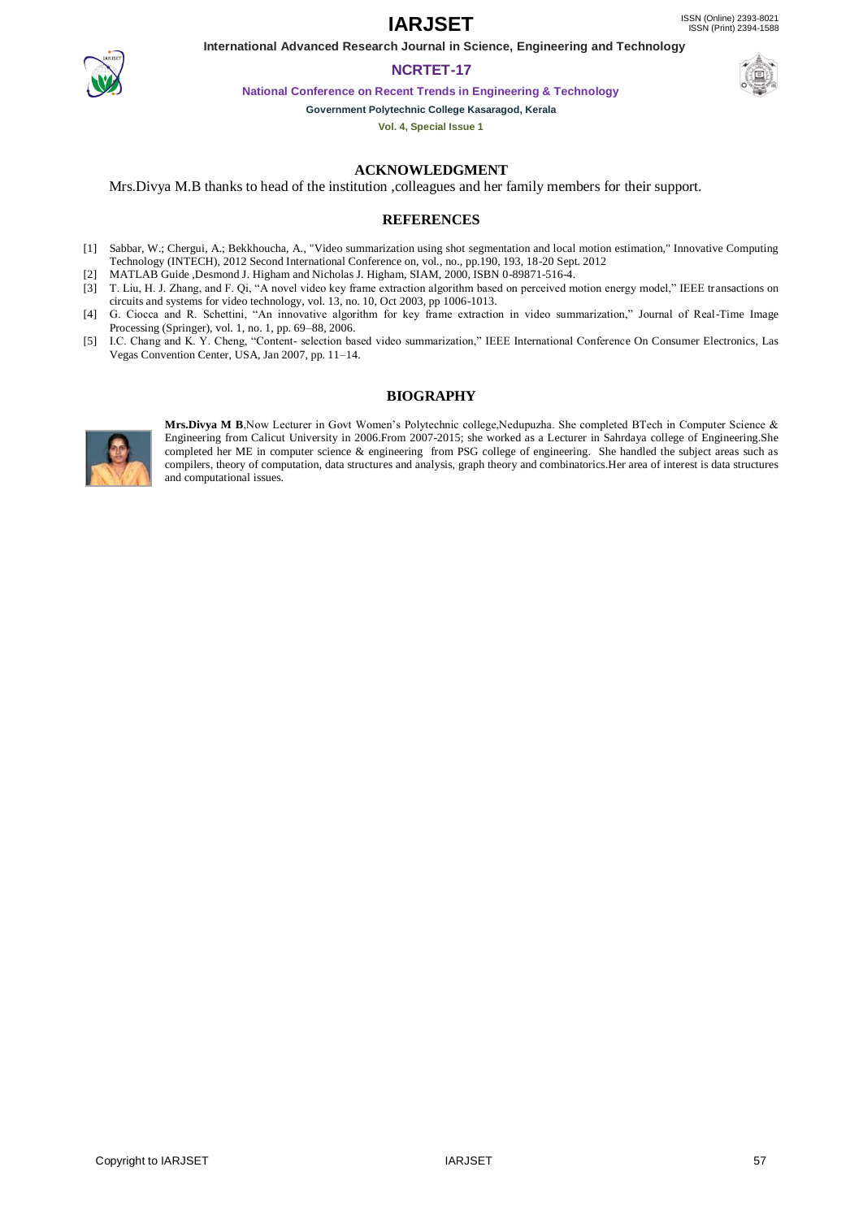## ACKNOWLEDGMENT

Mrs.Divya M.B thanks to head of the institution ,colleagues and her family members for their support.

## REFERENCES

[1] Sabbar, W.; Chergui, A.; Bekkhoucha, A., "Video summarization using shot segmentation and local motion estimation," Innovative Computing Technology (INTECH), 2012 Second International Conference on, vol., no., pp.190, 193, 18-20 Sept. 2012

[2] MATLAB Guide ,Desmond J. Higham and Nicholas J. Higham, SIAM, 2000, ISBN 0-89871-516-4.

[3] T. Liu, H. J. Zhang, and F. Qi, "A novel video key frame extraction algorithm based on perceived motion energy model," IEEE transactions on circuits and systems for video technology, vol. 13, no. 10, Oct 2003, pp 1006-1013.

[4] G. Ciocca and R. Schettini, "An innovative algorithm for key frame extraction in video summarization," Journal of Real-Time Image Processing (Springer), vol. 1, no. 1, pp. 69–88, 2006.

[5] I.C. Chang and K. Y. Cheng, "Content- selection based video summarization," IEEE International Conference On Consumer Electronics, Las Vegas Convention Center, USA, Jan 2007, pp. 11–14.

## BIOGRAPHY

**Mrs.Divya M B**,Now Lecturer in Govt Women's Polytechnic college,Nedupuzha. She completed BTech in Computer Science & Engineering from Calicut University in 2006.From 2007-2015; she worked as a Lecturer in Sahrdaya college of Engineering.She completed her ME in computer science & engineering from PSG college of engineering. She handled the subject areas such as compilers, theory of computation, data structures and analysis, graph theory and combinatorics.Her area of interest is data structures and computational issues.